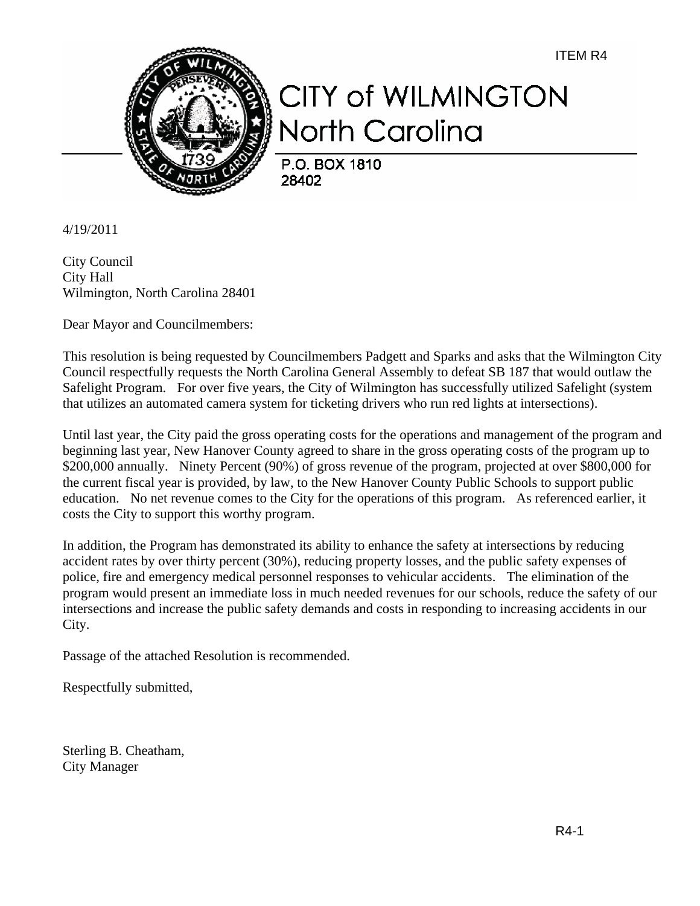ITEM R4

# CITY of WILMINGTON
## North Carolina

P.O. BOX 1810
28402

4/19/2011

City Council
City Hall
Wilmington, North Carolina 28401

Dear Mayor and Councilmembers:

This resolution is being requested by Councilmembers Padgett and Sparks and asks that the Wilmington City Council respectfully requests the North Carolina General Assembly to defeat SB 187 that would outlaw the Safelight Program. For over five years, the City of Wilmington has successfully utilized Safelight (system that utilizes an automated camera system for ticketing drivers who run red lights at intersections).

Until last year, the City paid the gross operating costs for the operations and management of the program and beginning last year, New Hanover County agreed to share in the gross operating costs of the program up to $200,000 annually. Ninety Percent (90%) of gross revenue of the program, projected at over $800,000 for the current fiscal year is provided, by law, to the New Hanover County Public Schools to support public education. No net revenue comes to the City for the operations of this program. As referenced earlier, it costs the City to support this worthy program.

In addition, the Program has demonstrated its ability to enhance the safety at intersections by reducing accident rates by over thirty percent (30%), reducing property losses, and the public safety expenses of police, fire and emergency medical personnel responses to vehicular accidents. The elimination of the program would present an immediate loss in much needed revenues for our schools, reduce the safety of our intersections and increase the public safety demands and costs in responding to increasing accidents in our City.

Passage of the attached Resolution is recommended.

Respectfully submitted,

Sterling B. Cheatham,
City Manager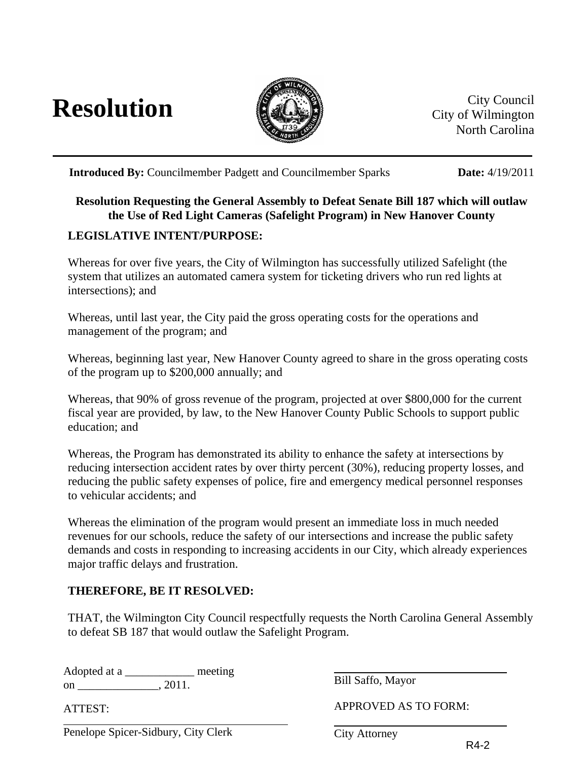# Resolution

City Council
City of Wilmington
North Carolina

**Introduced By:** Councilmember Padgett and Councilmember Sparks **Date:** 4/19/2011

**Resolution Requesting the General Assembly to Defeat Senate Bill 187 which will outlaw the Use of Red Light Cameras (Safelight Program) in New Hanover County**

**LEGISLATIVE INTENT/PURPOSE:**

Whereas for over five years, the City of Wilmington has successfully utilized Safelight (the system that utilizes an automated camera system for ticketing drivers who run red lights at intersections); and

Whereas, until last year, the City paid the gross operating costs for the operations and management of the program; and

Whereas, beginning last year, New Hanover County agreed to share in the gross operating costs of the program up to $200,000 annually; and

Whereas, that 90% of gross revenue of the program, projected at over $800,000 for the current fiscal year are provided, by law, to the New Hanover County Public Schools to support public education; and

Whereas, the Program has demonstrated its ability to enhance the safety at intersections by reducing intersection accident rates by over thirty percent (30%), reducing property losses, and reducing the public safety expenses of police, fire and emergency medical personnel responses to vehicular accidents; and

Whereas the elimination of the program would present an immediate loss in much needed revenues for our schools, reduce the safety of our intersections and increase the public safety demands and costs in responding to increasing accidents in our City, which already experiences major traffic delays and frustration.

**THEREFORE, BE IT RESOLVED:**

THAT, the Wilmington City Council respectfully requests the North Carolina General Assembly to defeat SB 187 that would outlaw the Safelight Program.

Adopted at a ____________ meeting on ______________, 2011.

ATTEST:

Penelope Spicer-Sidbury, City Clerk

Bill Saffo, Mayor

APPROVED AS TO FORM:

City Attorney

R4-2